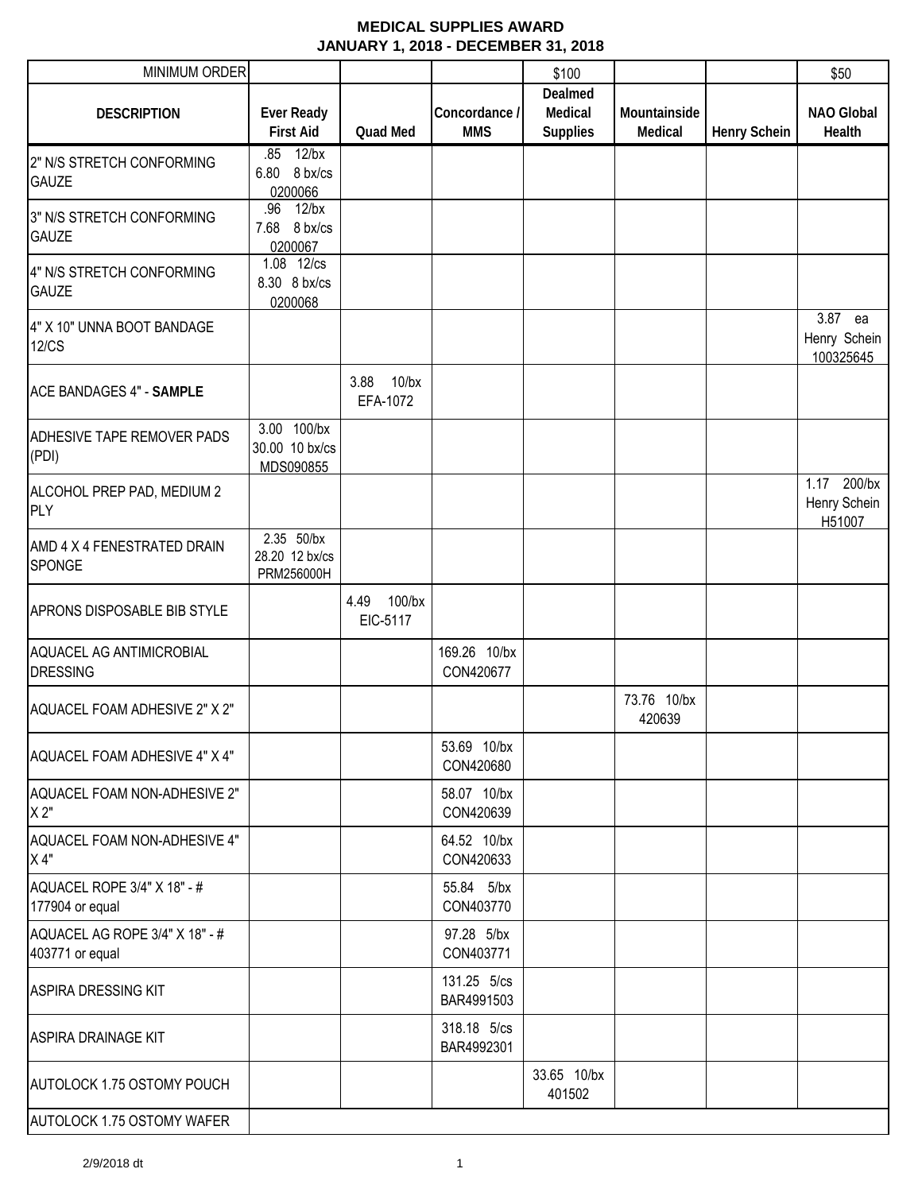**MEDICAL SUPPLIES AWARD**
**JANUARY 1, 2018 - DECEMBER 31, 2018**

| MINIMUM ORDER | | | | $100 | | | $50 |
|---|---|---|---|---|---|---|---|
| **DESCRIPTION** | **Ever Ready First Aid** | **Quad Med** | **Concordance / MMS** | **Dealmed Medical Supplies** | **Mountainside Medical** | **Henry Schein** | **NAO Global Health** |
| 2" N/S STRETCH CONFORMING GAUZE | .85 12/bx 6.80 8 bx/cs 0200066 | | | | | | |
| 3" N/S STRETCH CONFORMING GAUZE | .96 12/bx 7.68 8 bx/cs 0200067 | | | | | | |
| 4" N/S STRETCH CONFORMING GAUZE | 1.08 12/cs 8.30 8 bx/cs 0200068 | | | | | | |
| 4" X 10" UNNA BOOT BANDAGE 12/CS | | | | | | | 3.87 ea Henry Schein 100325645 |
| ACE BANDAGES 4" - **SAMPLE** | | 3.88 10/bx EFA-1072 | | | | | |
| ADHESIVE TAPE REMOVER PADS (PDI) | 3.00 100/bx 30.00 10 bx/cs MDS090855 | | | | | | |
| ALCOHOL PREP PAD, MEDIUM 2 PLY | | | | | | | 1.17 200/bx Henry Schein H51007 |
| AMD 4 X 4 FENESTRATED DRAIN SPONGE | 2.35 50/bx 28.20 12 bx/cs PRM256000H | | | | | | |
| APRONS DISPOSABLE BIB STYLE | | 4.49 100/bx EIC-5117 | | | | | |
| AQUACEL AG ANTIMICROBIAL DRESSING | | | 169.26 10/bx CON420677 | | | | |
| AQUACEL FOAM ADHESIVE 2" X 2" | | | | | 73.76 10/bx 420639 | | |
| AQUACEL FOAM ADHESIVE 4" X 4" | | | 53.69 10/bx CON420680 | | | | |
| AQUACEL FOAM NON-ADHESIVE 2" X 2" | | | 58.07 10/bx CON420639 | | | | |
| AQUACEL FOAM NON-ADHESIVE 4" X 4" | | | 64.52 10/bx CON420633 | | | | |
| AQUACEL ROPE 3/4" X 18" - # 177904 or equal | | | 55.84 5/bx CON403770 | | | | |
| AQUACEL AG ROPE 3/4" X 18" - # 403771 or equal | | | 97.28 5/bx CON403771 | | | | |
| ASPIRA DRESSING KIT | | | 131.25 5/cs BAR4991503 | | | | |
| ASPIRA DRAINAGE KIT | | | 318.18 5/cs BAR4992301 | | | | |
| AUTOLOCK 1.75 OSTOMY POUCH | | | | 33.65 10/bx 401502 | | | |
| AUTOLOCK 1.75 OSTOMY WAFER | | | | | | | |

2/9/2018 dt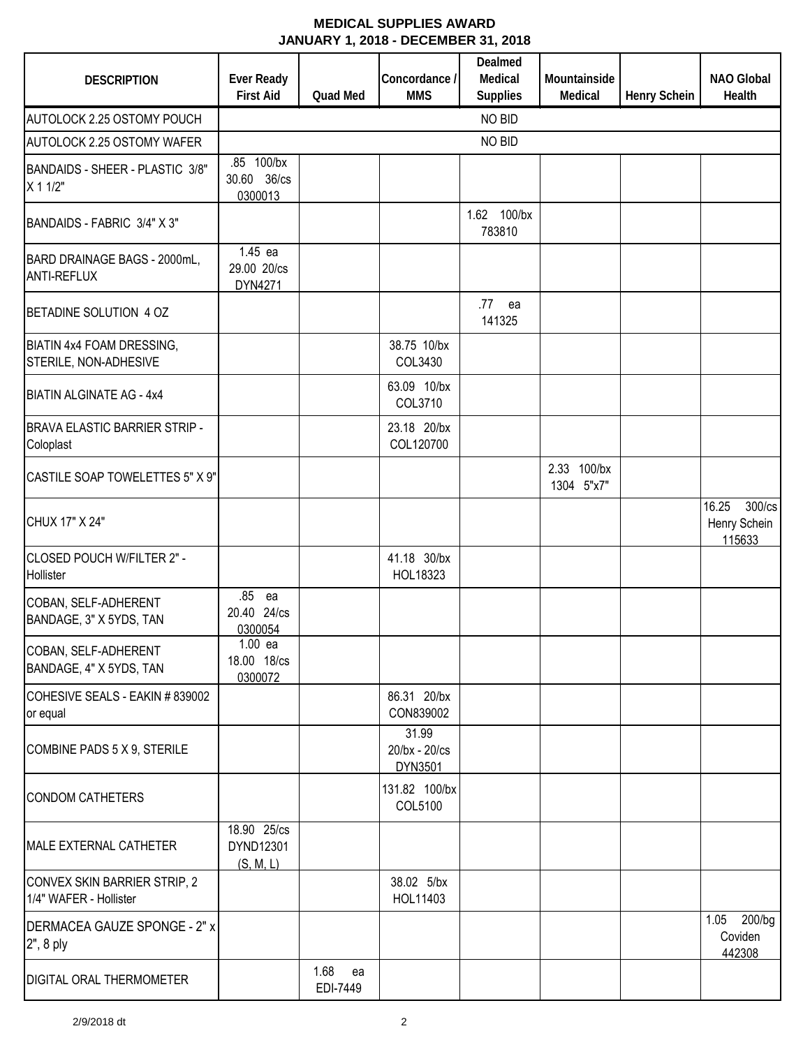**MEDICAL SUPPLIES AWARD**
**JANUARY 1, 2018 - DECEMBER 31, 2018**

| DESCRIPTION | Ever Ready First Aid | Quad Med | Concordance / MMS | Dealmed Medical Supplies | Mountainside Medical | Henry Schein | NAO Global Health |
|---|---|---|---|---|---|---|---|
| AUTOLOCK 2.25 OSTOMY POUCH | | | | NO BID | | | |
| AUTOLOCK 2.25 OSTOMY WAFER | | | | NO BID | | | |
| BANDAIDS - SHEER - PLASTIC 3/8" X 1 1/2" | .85 100/bx 30.60 36/cs 0300013 | | | | | | |
| BANDAIDS - FABRIC 3/4" X 3" | | | | 1.62 100/bx 783810 | | | |
| BARD DRAINAGE BAGS - 2000mL, ANTI-REFLUX | 1.45 ea 29.00 20/cs DYN4271 | | | | | | |
| BETADINE SOLUTION 4 OZ | | | | .77 ea 141325 | | | |
| BIATIN 4x4 FOAM DRESSING, STERILE, NON-ADHESIVE | | | 38.75 10/bx COL3430 | | | | |
| BIATIN ALGINATE AG - 4x4 | | | 63.09 10/bx COL3710 | | | | |
| BRAVA ELASTIC BARRIER STRIP - Coloplast | | | 23.18 20/bx COL120700 | | | | |
| CASTILE SOAP TOWELETTES 5" X 9" | | | | | 2.33 100/bx 1304 5"x7" | | |
| CHUX 17" X 24" | | | | | | | 16.25 300/cs Henry Schein 115633 |
| CLOSED POUCH W/FILTER 2" - Hollister | | | 41.18 30/bx HOL18323 | | | | |
| COBAN, SELF-ADHERENT BANDAGE, 3" X 5YDS, TAN | .85 ea 20.40 24/cs 0300054 | | | | | | |
| COBAN, SELF-ADHERENT BANDAGE, 4" X 5YDS, TAN | 1.00 ea 18.00 18/cs 0300072 | | | | | | |
| COHESIVE SEALS - EAKIN # 839002 or equal | | | 86.31 20/bx CON839002 | | | | |
| COMBINE PADS 5 X 9, STERILE | | | 31.99 20/bx - 20/cs DYN3501 | | | | |
| CONDOM CATHETERS | | | 131.82 100/bx COL5100 | | | | |
| MALE EXTERNAL CATHETER | 18.90 25/cs DYND12301 (S, M, L) | | | | | | |
| CONVEX SKIN BARRIER STRIP, 2 1/4" WAFER - Hollister | | | 38.02 5/bx HOL11403 | | | | |
| DERMACEA GAUZE SPONGE - 2" x 2", 8 ply | | | | | | | 1.05 200/bg Coviden 442308 |
| DIGITAL ORAL THERMOMETER | | 1.68 ea EDI-7449 | | | | | |

2/9/2018 dt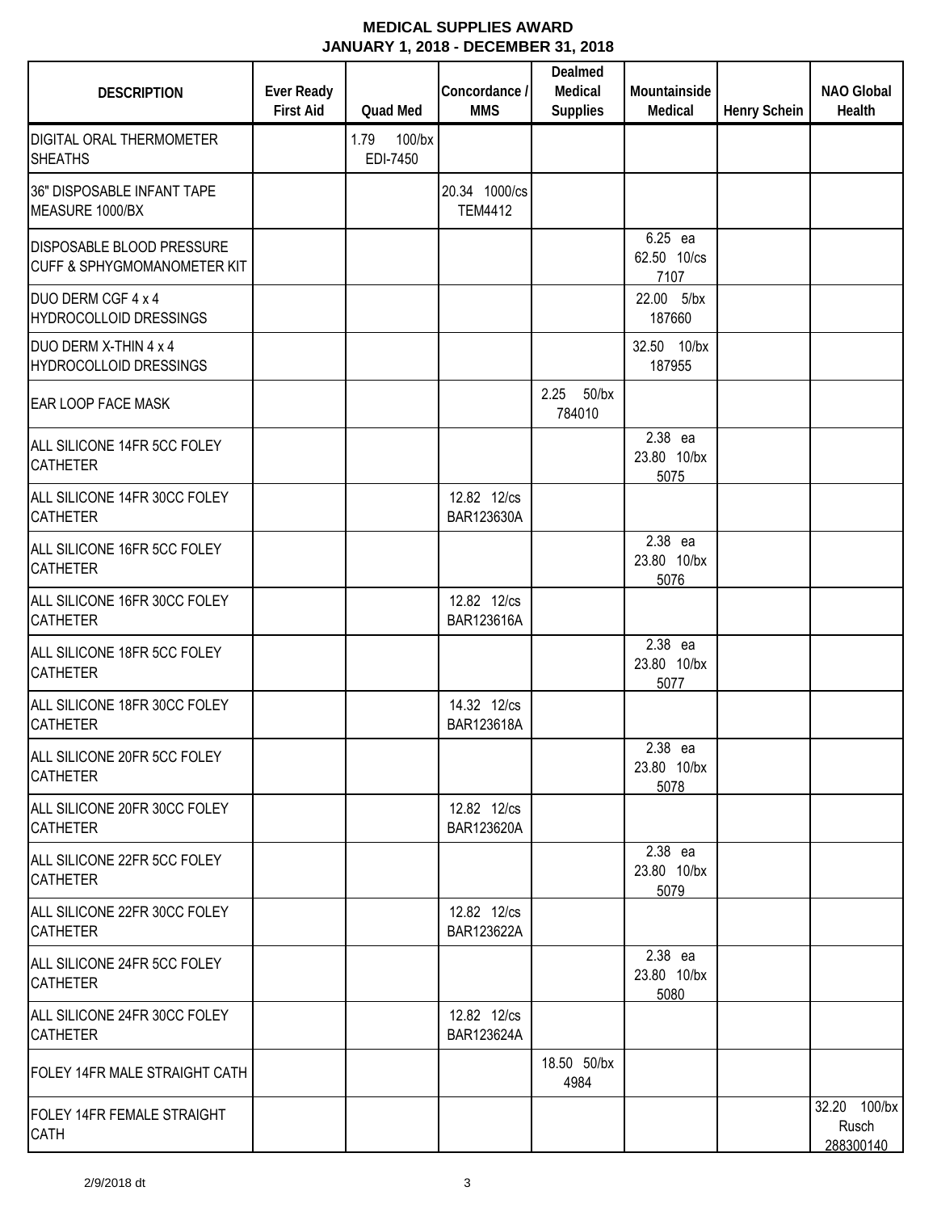**MEDICAL SUPPLIES AWARD**
**JANUARY 1, 2018 - DECEMBER 31, 2018**

| DESCRIPTION | Ever Ready First Aid | Quad Med | Concordance / MMS | Dealmed Medical Supplies | Mountainside Medical | Henry Schein | NAO Global Health |
|---|---|---|---|---|---|---|---|
| DIGITAL ORAL THERMOMETER SHEATHS | | 1.79 100/bx EDI-7450 | | | | | |
| 36" DISPOSABLE INFANT TAPE MEASURE 1000/BX | | | 20.34 1000/cs TEM4412 | | | | |
| DISPOSABLE BLOOD PRESSURE CUFF & SPHYGMOMANOMETER KIT | | | | | 6.25 ea 62.50 10/cs 7107 | | |
| DUO DERM CGF 4 x 4 HYDROCOLLOID DRESSINGS | | | | | 22.00 5/bx 187660 | | |
| DUO DERM X-THIN 4 x 4 HYDROCOLLOID DRESSINGS | | | | | 32.50 10/bx 187955 | | |
| EAR LOOP FACE MASK | | | | 2.25 50/bx 784010 | | | |
| ALL SILICONE 14FR 5CC FOLEY CATHETER | | | | | 2.38 ea 23.80 10/bx 5075 | | |
| ALL SILICONE 14FR 30CC FOLEY CATHETER | | | 12.82 12/cs BAR123630A | | | | |
| ALL SILICONE 16FR 5CC FOLEY CATHETER | | | | | 2.38 ea 23.80 10/bx 5076 | | |
| ALL SILICONE 16FR 30CC FOLEY CATHETER | | | 12.82 12/cs BAR123616A | | | | |
| ALL SILICONE 18FR 5CC FOLEY CATHETER | | | | | 2.38 ea 23.80 10/bx 5077 | | |
| ALL SILICONE 18FR 30CC FOLEY CATHETER | | | 14.32 12/cs BAR123618A | | | | |
| ALL SILICONE 20FR 5CC FOLEY CATHETER | | | | | 2.38 ea 23.80 10/bx 5078 | | |
| ALL SILICONE 20FR 30CC FOLEY CATHETER | | | 12.82 12/cs BAR123620A | | | | |
| ALL SILICONE 22FR 5CC FOLEY CATHETER | | | | | 2.38 ea 23.80 10/bx 5079 | | |
| ALL SILICONE 22FR 30CC FOLEY CATHETER | | | 12.82 12/cs BAR123622A | | | | |
| ALL SILICONE 24FR 5CC FOLEY CATHETER | | | | | 2.38 ea 23.80 10/bx 5080 | | |
| ALL SILICONE 24FR 30CC FOLEY CATHETER | | | 12.82 12/cs BAR123624A | | | | |
| FOLEY 14FR MALE STRAIGHT CATH | | | | 18.50 50/bx 4984 | | | |
| FOLEY 14FR FEMALE STRAIGHT CATH | | | | | | | 32.20 100/bx Rusch 288300140 |

2/9/2018 dt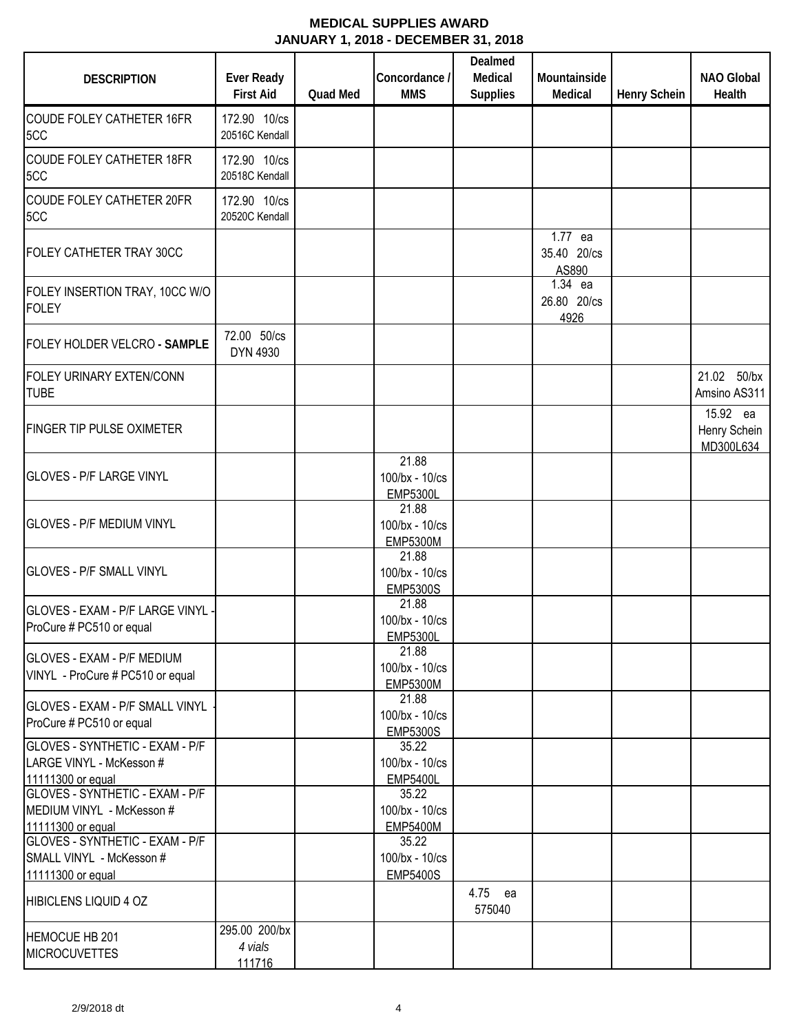# MEDICAL SUPPLIES AWARD
## JANUARY 1, 2018 - DECEMBER 31, 2018

| DESCRIPTION | Ever Ready First Aid | Quad Med | Concordance / MMS | Dealmed Medical Supplies | Mountainside Medical | Henry Schein | NAO Global Health |
|---|---|---|---|---|---|---|---|
| COUDE FOLEY CATHETER 16FR 5CC | 172.90 10/cs 20516C Kendall | | | | | | |
| COUDE FOLEY CATHETER 18FR 5CC | 172.90 10/cs 20518C Kendall | | | | | | |
| COUDE FOLEY CATHETER 20FR 5CC | 172.90 10/cs 20520C Kendall | | | | | | |
| FOLEY CATHETER TRAY 30CC | | | | | 1.77 ea 35.40 20/cs AS890 | | |
| FOLEY INSERTION TRAY, 10CC W/O FOLEY | | | | | 1.34 ea 26.80 20/cs 4926 | | |
| FOLEY HOLDER VELCRO **- SAMPLE** | 72.00 50/cs DYN 4930 | | | | | | |
| FOLEY URINARY EXTEN/CONN TUBE | | | | | | | 21.02 50/bx Amsino AS311 |
| FINGER TIP PULSE OXIMETER | | | | | | | 15.92 ea Henry Schein MD300L634 |
| GLOVES - P/F LARGE VINYL | | | 21.88 100/bx - 10/cs EMP5300L | | | | |
| GLOVES - P/F MEDIUM VINYL | | | 21.88 100/bx - 10/cs EMP5300M | | | | |
| GLOVES - P/F SMALL VINYL | | | 21.88 100/bx - 10/cs EMP5300S | | | | |
| GLOVES - EXAM - P/F LARGE VINYL - ProCure # PC510 or equal | | | 21.88 100/bx - 10/cs EMP5300L | | | | |
| GLOVES - EXAM - P/F MEDIUM VINYL - ProCure # PC510 or equal | | | 21.88 100/bx - 10/cs EMP5300M | | | | |
| GLOVES - EXAM - P/F SMALL VINYL - ProCure # PC510 or equal | | | 21.88 100/bx - 10/cs EMP5300S | | | | |
| GLOVES - SYNTHETIC - EXAM - P/F LARGE VINYL - McKesson # 11111300 or equal | | | 35.22 100/bx - 10/cs EMP5400L | | | | |
| GLOVES - SYNTHETIC - EXAM - P/F MEDIUM VINYL - McKesson # 11111300 or equal | | | 35.22 100/bx - 10/cs EMP5400M | | | | |
| GLOVES - SYNTHETIC - EXAM - P/F SMALL VINYL - McKesson # 11111300 or equal | | | 35.22 100/bx - 10/cs EMP5400S | | | | |
| HIBICLENS LIQUID 4 OZ | | | | 4.75 ea 575040 | | | |
| HEMOCUE HB 201 MICROCUVETTES | 295.00 200/bx *4 vials* 111716 | | | | | | |

2/9/2018 dt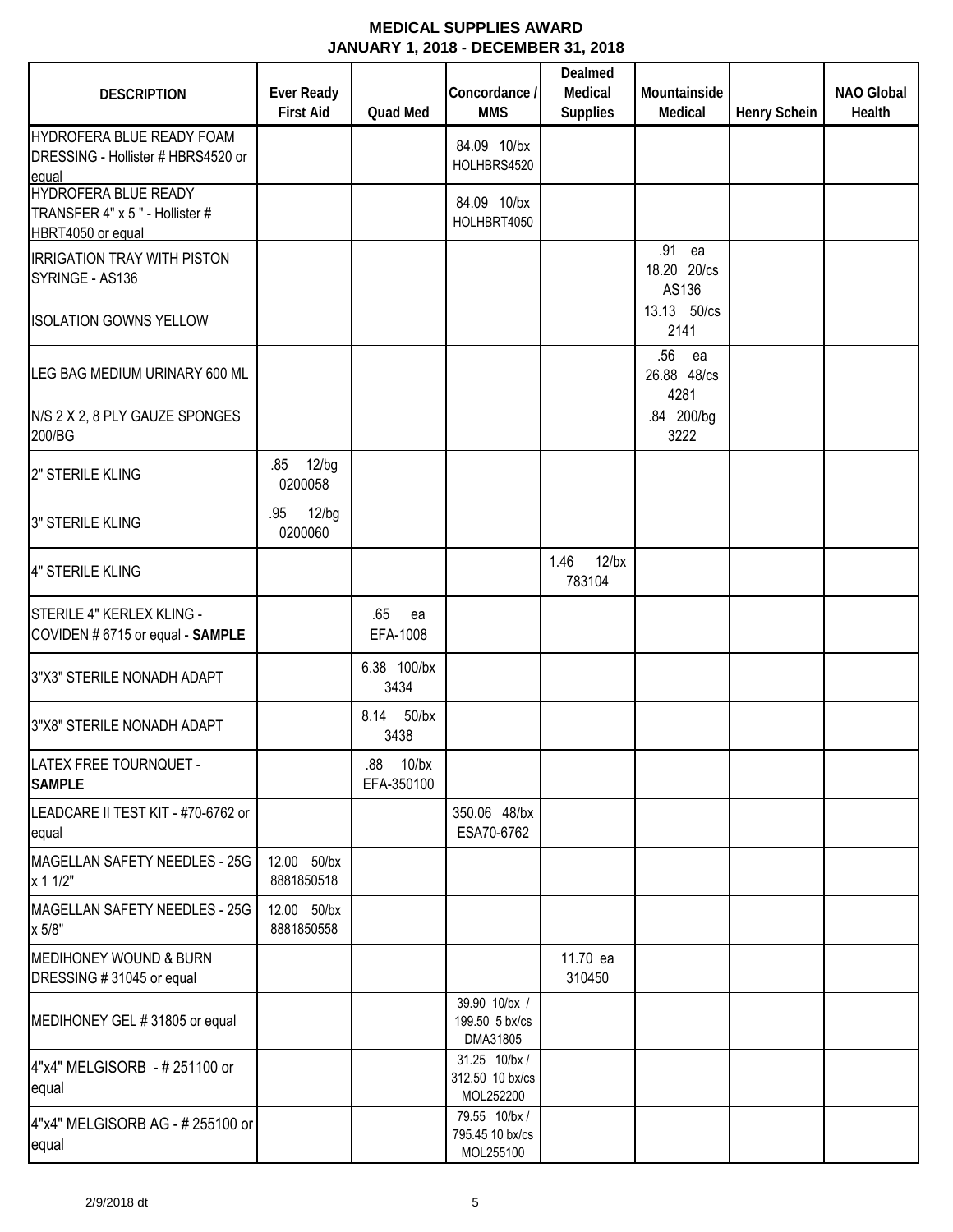**MEDICAL SUPPLIES AWARD**
**JANUARY 1, 2018 - DECEMBER 31, 2018**

| DESCRIPTION | Ever Ready First Aid | Quad Med | Concordance / MMS | Dealmed Medical Supplies | Mountainside Medical | Henry Schein | NAO Global Health |
|---|---|---|---|---|---|---|---|
| HYDROFERA BLUE READY FOAM DRESSING - Hollister # HBRS4520 or equal | | | 84.09 10/bx HOLHBRS4520 | | | | |
| HYDROFERA BLUE READY TRANSFER 4" x 5 " - Hollister # HBRT4050 or equal | | | 84.09 10/bx HOLHBRT4050 | | | | |
| IRRIGATION TRAY WITH PISTON SYRINGE - AS136 | | | | | .91 ea 18.20 20/cs AS136 | | |
| ISOLATION GOWNS YELLOW | | | | | 13.13 50/cs 2141 | | |
| LEG BAG MEDIUM URINARY 600 ML | | | | | .56 ea 26.88 48/cs 4281 | | |
| N/S 2 X 2, 8 PLY GAUZE SPONGES 200/BG | | | | | .84 200/bg 3222 | | |
| 2" STERILE KLING | .85 12/bg 0200058 | | | | | | |
| 3" STERILE KLING | .95 12/bg 0200060 | | | | | | |
| 4" STERILE KLING | | | | 1.46 12/bx 783104 | | | |
| STERILE 4" KERLEX KLING - COVIDEN # 6715 or equal - **SAMPLE** | | .65 ea EFA-1008 | | | | | |
| 3"X3" STERILE NONADH ADAPT | | 6.38 100/bx 3434 | | | | | |
| 3"X8" STERILE NONADH ADAPT | | 8.14 50/bx 3438 | | | | | |
| LATEX FREE TOURNQUET - **SAMPLE** | | .88 10/bx EFA-350100 | | | | | |
| LEADCARE II TEST KIT - #70-6762 or equal | | | 350.06 48/bx ESA70-6762 | | | | |
| MAGELLAN SAFETY NEEDLES - 25G x 1 1/2" | 12.00 50/bx 8881850518 | | | | | | |
| MAGELLAN SAFETY NEEDLES - 25G x 5/8" | 12.00 50/bx 8881850558 | | | | | | |
| MEDIHONEY WOUND & BURN DRESSING # 31045 or equal | | | | 11.70 ea 310450 | | | |
| MEDIHONEY GEL # 31805 or equal | | | 39.90 10/bx / 199.50 5 bx/cs DMA31805 | | | | |
| 4"x4" MELGISORB - # 251100 or equal | | | 31.25 10/bx / 312.50 10 bx/cs MOL252200 | | | | |
| 4"x4" MELGISORB AG - # 255100 or equal | | | 79.55 10/bx / 795.45 10 bx/cs MOL255100 | | | | |

2/9/2018 dt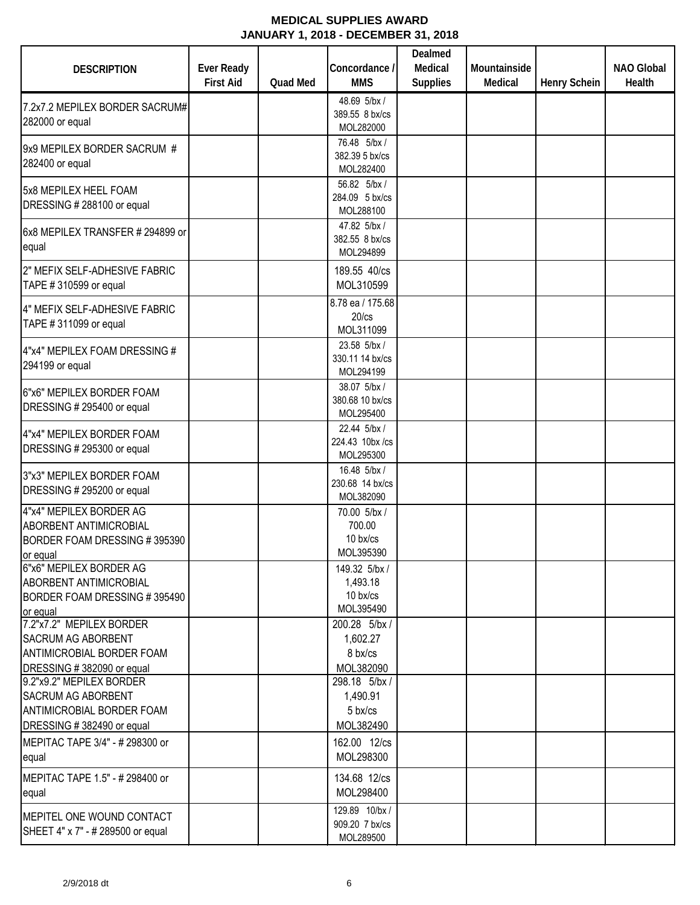# MEDICAL SUPPLIES AWARD
## JANUARY 1, 2018 - DECEMBER 31, 2018

| DESCRIPTION | Ever Ready First Aid | Quad Med | Concordance / MMS | Dealmed Medical Supplies | Mountainside Medical | Henry Schein | NAO Global Health |
|---|---|---|---|---|---|---|---|
| 7.2x7.2 MEPILEX BORDER SACRUM# 282000 or equal | | | 48.69 5/bx / 389.55 8 bx/cs MOL282000 | | | | |
| 9x9 MEPILEX BORDER SACRUM # 282400 or equal | | | 76.48 5/bx / 382.39 5 bx/cs MOL282400 | | | | |
| 5x8 MEPILEX HEEL FOAM DRESSING # 288100 or equal | | | 56.82 5/bx / 284.09 5 bx/cs MOL288100 | | | | |
| 6x8 MEPILEX TRANSFER # 294899 or equal | | | 47.82 5/bx / 382.55 8 bx/cs MOL294899 | | | | |
| 2" MEFIX SELF-ADHESIVE FABRIC TAPE # 310599 or equal | | | 189.55 40/cs MOL310599 | | | | |
| 4" MEFIX SELF-ADHESIVE FABRIC TAPE # 311099 or equal | | | 8.78 ea / 175.68 20/cs MOL311099 | | | | |
| 4"x4" MEPILEX FOAM DRESSING # 294199 or equal | | | 23.58 5/bx / 330.11 14 bx/cs MOL294199 | | | | |
| 6"x6" MEPILEX BORDER FOAM DRESSING # 295400 or equal | | | 38.07 5/bx / 380.68 10 bx/cs MOL295400 | | | | |
| 4"x4" MEPILEX BORDER FOAM DRESSING # 295300 or equal | | | 22.44 5/bx / 224.43 10bx /cs MOL295300 | | | | |
| 3"x3" MEPILEX BORDER FOAM DRESSING # 295200 or equal | | | 16.48 5/bx / 230.68 14 bx/cs MOL382090 | | | | |
| 4"x4" MEPILEX BORDER AG ABORBENT ANTIMICROBIAL BORDER FOAM DRESSING # 395390 or equal | | | 70.00 5/bx / 700.00 10 bx/cs MOL395390 | | | | |
| 6"x6" MEPILEX BORDER AG ABORBENT ANTIMICROBIAL BORDER FOAM DRESSING # 395490 or equal | | | 149.32 5/bx / 1,493.18 10 bx/cs MOL395490 | | | | |
| 7.2"x7.2" MEPILEX BORDER SACRUM AG ABORBENT ANTIMICROBIAL BORDER FOAM DRESSING # 382090 or equal | | | 200.28 5/bx / 1,602.27 8 bx/cs MOL382090 | | | | |
| 9.2"x9.2" MEPILEX BORDER SACRUM AG ABORBENT ANTIMICROBIAL BORDER FOAM DRESSING # 382490 or equal | | | 298.18 5/bx / 1,490.91 5 bx/cs MOL382490 | | | | |
| MEPITAC TAPE 3/4" - # 298300 or equal | | | 162.00 12/cs MOL298300 | | | | |
| MEPITAC TAPE 1.5" - # 298400 or equal | | | 134.68 12/cs MOL298400 | | | | |
| MEPITEL ONE WOUND CONTACT SHEET 4" x 7" - # 289500 or equal | | | 129.89 10/bx / 909.20 7 bx/cs MOL289500 | | | | |

2/9/2018 dt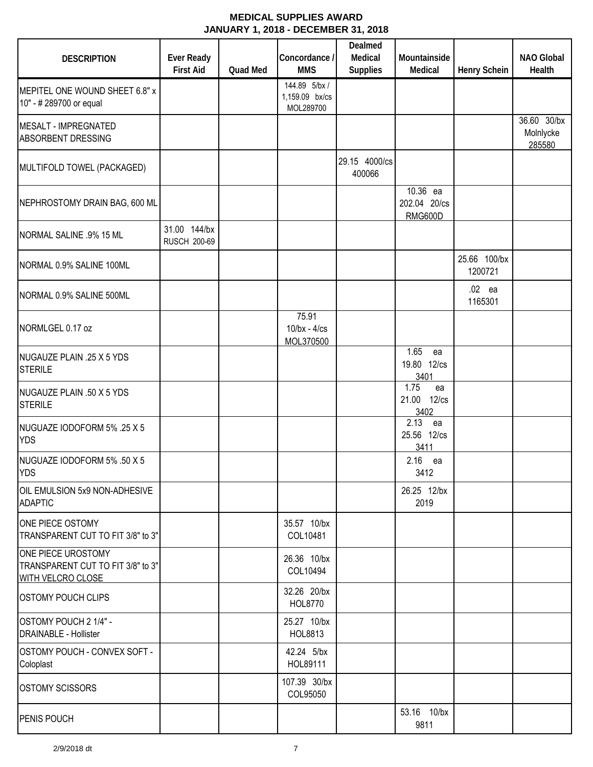**MEDICAL SUPPLIES AWARD**
**JANUARY 1, 2018 - DECEMBER 31, 2018**

| DESCRIPTION | Ever Ready First Aid | Quad Med | Concordance / MMS | Dealmed Medical Supplies | Mountainside Medical | Henry Schein | NAO Global Health |
|---|---|---|---|---|---|---|---|
| MEPITEL ONE WOUND SHEET 6.8" x 10" - # 289700 or equal | | | 144.89 5/bx / 1,159.09 bx/cs MOL289700 | | | | |
| MESALT - IMPREGNATED ABSORBENT DRESSING | | | | | | | 36.60 30/bx Molnlycke 285580 |
| MULTIFOLD TOWEL (PACKAGED) | | | | 29.15 4000/cs 400066 | | | |
| NEPHROSTOMY DRAIN BAG, 600 ML | | | | | 10.36 ea 202.04 20/cs RMG600D | | |
| NORMAL SALINE .9% 15 ML | 31.00 144/bx RUSCH 200-69 | | | | | | |
| NORMAL 0.9% SALINE 100ML | | | | | | 25.66 100/bx 1200721 | |
| NORMAL 0.9% SALINE 500ML | | | | | | .02 ea 1165301 | |
| NORMLGEL 0.17 oz | | | 75.91 10/bx - 4/cs MOL370500 | | | | |
| NUGAUZE PLAIN .25 X 5 YDS STERILE | | | | | 1.65 ea 19.80 12/cs 3401 | | |
| NUGAUZE PLAIN .50 X 5 YDS STERILE | | | | | 1.75 ea 21.00 12/cs 3402 | | |
| NUGUAZE IODOFORM 5% .25 X 5 YDS | | | | | 2.13 ea 25.56 12/cs 3411 | | |
| NUGUAZE IODOFORM 5% .50 X 5 YDS | | | | | 2.16 ea 3412 | | |
| OIL EMULSION 5x9 NON-ADHESIVE ADAPTIC | | | | | 26.25 12/bx 2019 | | |
| ONE PIECE OSTOMY TRANSPARENT CUT TO FIT 3/8" to 3" | | | 35.57 10/bx COL10481 | | | | |
| ONE PIECE UROSTOMY TRANSPARENT CUT TO FIT 3/8" to 3" WITH VELCRO CLOSE | | | 26.36 10/bx COL10494 | | | | |
| OSTOMY POUCH CLIPS | | | 32.26 20/bx HOL8770 | | | | |
| OSTOMY POUCH 2 1/4" - DRAINABLE - Hollister | | | 25.27 10/bx HOL8813 | | | | |
| OSTOMY POUCH - CONVEX SOFT - Coloplast | | | 42.24 5/bx HOL89111 | | | | |
| OSTOMY SCISSORS | | | 107.39 30/bx COL95050 | | | | |
| PENIS POUCH | | | | | 53.16 10/bx 9811 | | |

2/9/2018 dt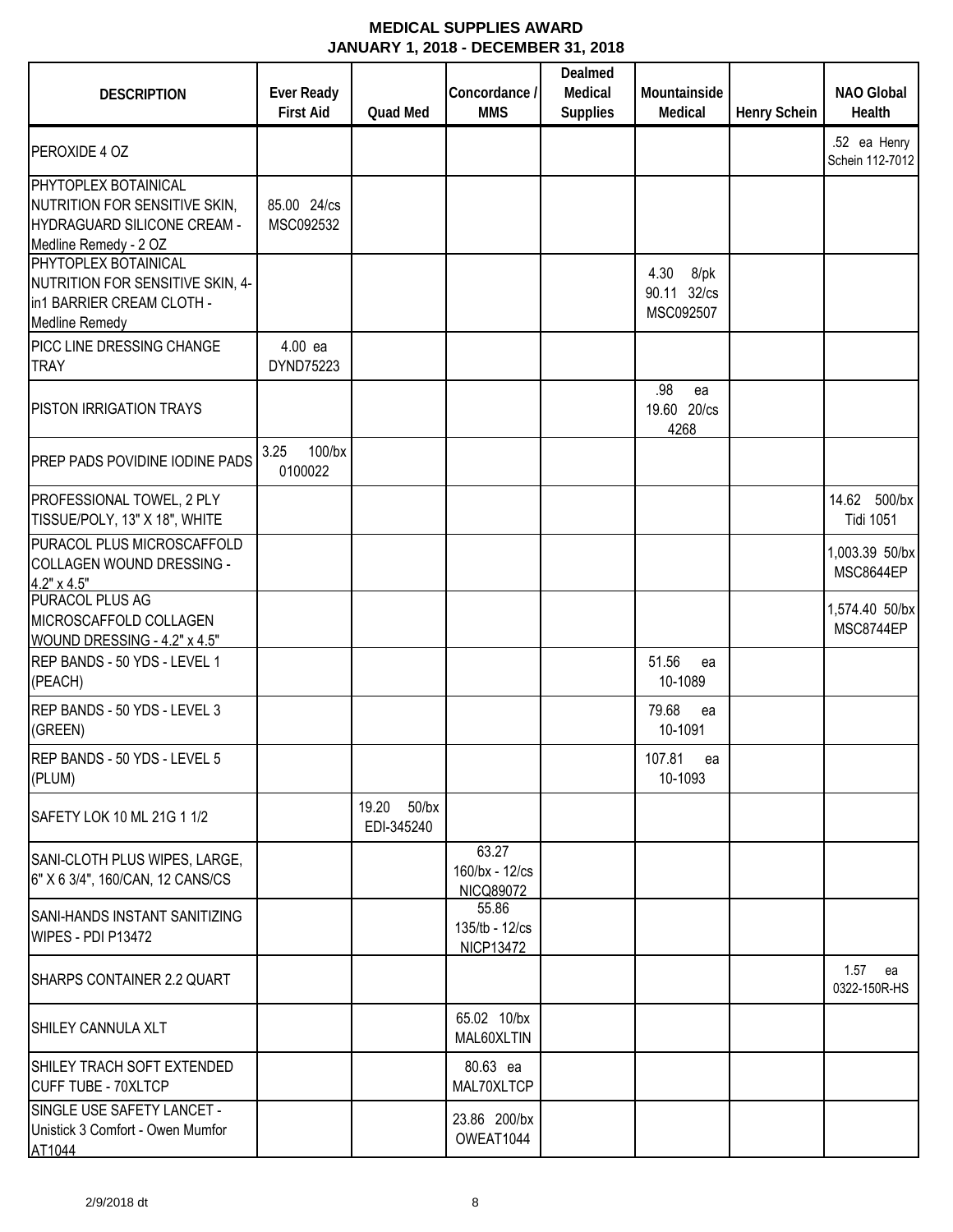# MEDICAL SUPPLIES AWARD
## JANUARY 1, 2018 - DECEMBER 31, 2018

| DESCRIPTION | Ever Ready First Aid | Quad Med | Concordance / MMS | Dealmed Medical Supplies | Mountainside Medical | Henry Schein | NAO Global Health |
|---|---|---|---|---|---|---|---|
| PEROXIDE 4 OZ | | | | | | | .52 ea Henry Schein 112-7012 |
| PHYTOPLEX BOTAINICAL NUTRITION FOR SENSITIVE SKIN, HYDRAGUARD SILICONE CREAM - Medline Remedy - 2 OZ | 85.00 24/cs MSC092532 | | | | | | |
| PHYTOPLEX BOTAINICAL NUTRITION FOR SENSITIVE SKIN, 4-in1 BARRIER CREAM CLOTH - Medline Remedy | | | | | 4.30 8/pk 90.11 32/cs MSC092507 | | |
| PICC LINE DRESSING CHANGE TRAY | 4.00 ea DYND75223 | | | | | | |
| PISTON IRRIGATION TRAYS | | | | | .98 ea 19.60 20/cs 4268 | | |
| PREP PADS POVIDINE IODINE PADS | 3.25 100/bx 0100022 | | | | | | |
| PROFESSIONAL TOWEL, 2 PLY TISSUE/POLY, 13" X 18", WHITE | | | | | | | 14.62 500/bx Tidi 1051 |
| PURACOL PLUS MICROSCAFFOLD COLLAGEN WOUND DRESSING - 4.2" x 4.5" | | | | | | | 1,003.39 50/bx MSC8644EP |
| PURACOL PLUS AG MICROSCAFFOLD COLLAGEN WOUND DRESSING - 4.2" x 4.5" | | | | | | | 1,574.40 50/bx MSC8744EP |
| REP BANDS - 50 YDS - LEVEL 1 (PEACH) | | | | | 51.56 ea 10-1089 | | |
| REP BANDS - 50 YDS - LEVEL 3 (GREEN) | | | | | 79.68 ea 10-1091 | | |
| REP BANDS - 50 YDS - LEVEL 5 (PLUM) | | | | | 107.81 ea 10-1093 | | |
| SAFETY LOK 10 ML 21G 1 1/2 | | 19.20 50/bx EDI-345240 | | | | | |
| SANI-CLOTH PLUS WIPES, LARGE, 6" X 6 3/4", 160/CAN, 12 CANS/CS | | | 63.27 160/bx - 12/cs NICQ89072 | | | | |
| SANI-HANDS INSTANT SANITIZING WIPES - PDI P13472 | | | 55.86 135/tb - 12/cs NICP13472 | | | | |
| SHARPS CONTAINER 2.2 QUART | | | | | | | 1.57 ea 0322-150R-HS |
| SHILEY CANNULA XLT | | | 65.02 10/bx MAL60XLTIN | | | | |
| SHILEY TRACH SOFT EXTENDED CUFF TUBE - 70XLTCP | | | 80.63 ea MAL70XLTCP | | | | |
| SINGLE USE SAFETY LANCET - Unistick 3 Comfort - Owen Mumfor AT1044 | | | 23.86 200/bx OWEAT1044 | | | | |

2/9/2018 dt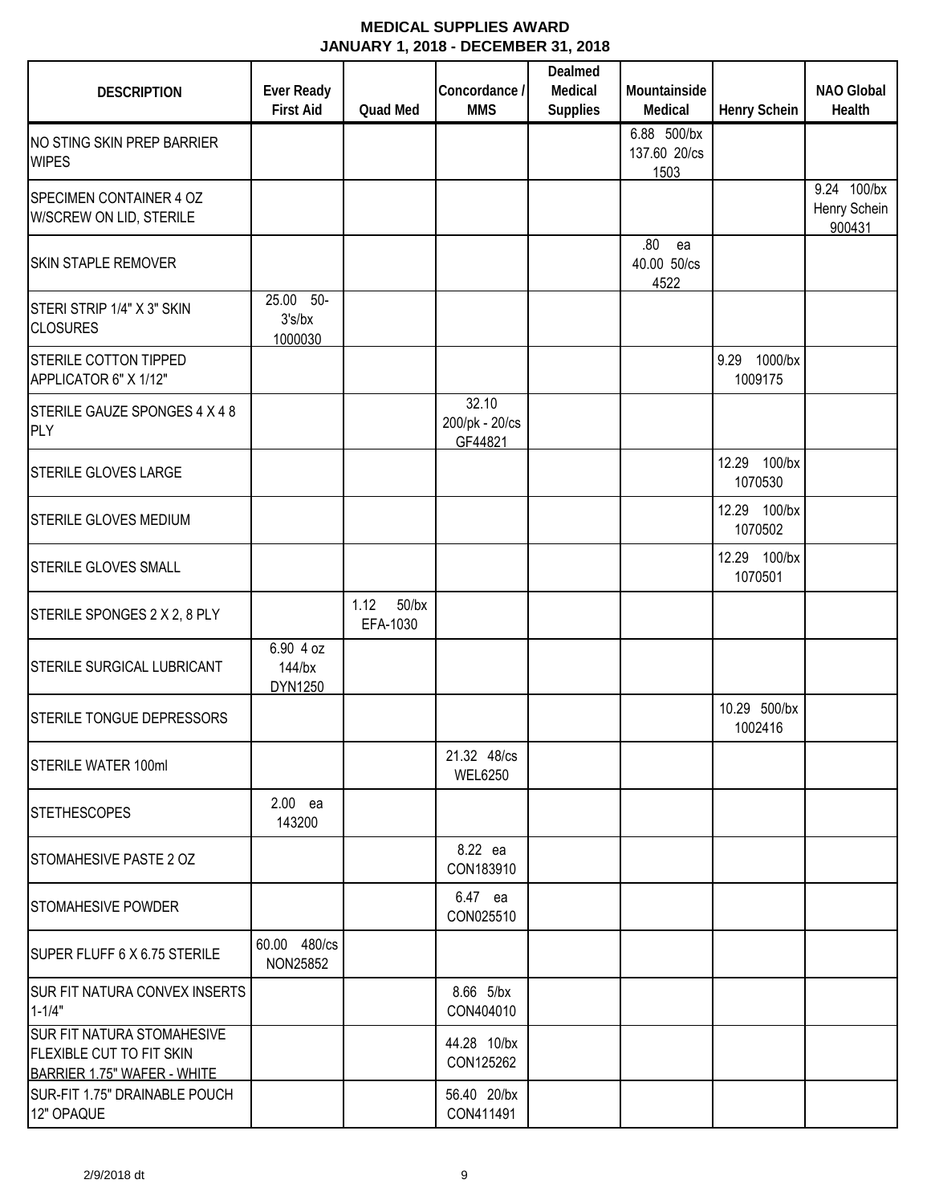# MEDICAL SUPPLIES AWARD
## JANUARY 1, 2018 - DECEMBER 31, 2018

| DESCRIPTION | Ever Ready First Aid | Quad Med | Concordance / MMS | Dealmed Medical Supplies | Mountainside Medical | Henry Schein | NAO Global Health |
|---|---|---|---|---|---|---|---|
| NO STING SKIN PREP BARRIER WIPES | | | | | 6.88 500/bx 137.60 20/cs 1503 | | |
| SPECIMEN CONTAINER 4 OZ W/SCREW ON LID, STERILE | | | | | | | 9.24 100/bx Henry Schein 900431 |
| SKIN STAPLE REMOVER | | | | | .80 ea 40.00 50/cs 4522 | | |
| STERI STRIP 1/4" X 3" SKIN CLOSURES | 25.00 50-3's/bx 1000030 | | | | | | |
| STERILE COTTON TIPPED APPLICATOR 6" X 1/12" | | | | | | 9.29 1000/bx 1009175 | |
| STERILE GAUZE SPONGES 4 X 4 8 PLY | | | 32.10 200/pk - 20/cs GF44821 | | | | |
| STERILE GLOVES LARGE | | | | | | 12.29 100/bx 1070530 | |
| STERILE GLOVES MEDIUM | | | | | | 12.29 100/bx 1070502 | |
| STERILE GLOVES SMALL | | | | | | 12.29 100/bx 1070501 | |
| STERILE SPONGES 2 X 2, 8 PLY | | 1.12 50/bx EFA-1030 | | | | | |
| STERILE SURGICAL LUBRICANT | 6.90 4 oz 144/bx DYN1250 | | | | | | |
| STERILE TONGUE DEPRESSORS | | | | | | 10.29 500/bx 1002416 | |
| STERILE WATER 100ml | | | 21.32 48/cs WEL6250 | | | | |
| STETHESCOPES | 2.00 ea 143200 | | | | | | |
| STOMAHESIVE PASTE 2 OZ | | | 8.22 ea CON183910 | | | | |
| STOMAHESIVE POWDER | | | 6.47 ea CON025510 | | | | |
| SUPER FLUFF 6 X 6.75 STERILE | 60.00 480/cs NON25852 | | | | | | |
| SUR FIT NATURA CONVEX INSERTS 1-1/4" | | | 8.66 5/bx CON404010 | | | | |
| SUR FIT NATURA STOMAHESIVE FLEXIBLE CUT TO FIT SKIN BARRIER 1.75" WAFER - WHITE | | | 44.28 10/bx CON125262 | | | | |
| SUR-FIT 1.75" DRAINABLE POUCH 12" OPAQUE | | | 56.40 20/bx CON411491 | | | | |

2/9/2018 dt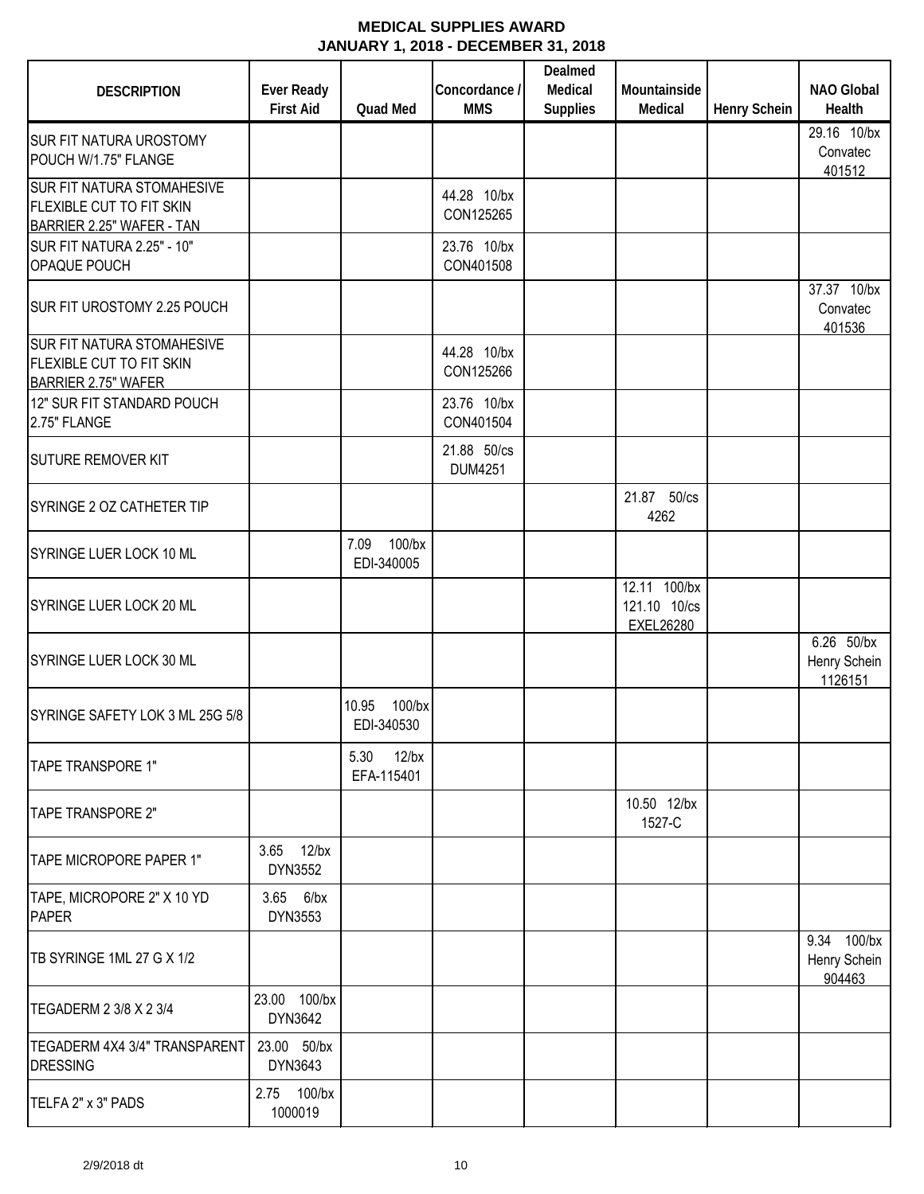# MEDICAL SUPPLIES AWARD
## JANUARY 1, 2018 - DECEMBER 31, 2018

| DESCRIPTION | Ever Ready First Aid | Quad Med | Concordance / MMS | Dealmed Medical Supplies | Mountainside Medical | Henry Schein | NAO Global Health |
|---|---|---|---|---|---|---|---|
| SUR FIT NATURA UROSTOMY POUCH W/1.75" FLANGE | | | | | | | 29.16 10/bx Convatec 401512 |
| SUR FIT NATURA STOMAHESIVE FLEXIBLE CUT TO FIT SKIN BARRIER 2.25" WAFER - TAN | | | 44.28 10/bx CON125265 | | | | |
| SUR FIT NATURA 2.25" - 10" OPAQUE POUCH | | | 23.76 10/bx CON401508 | | | | |
| SUR FIT UROSTOMY 2.25 POUCH | | | | | | | 37.37 10/bx Convatec 401536 |
| SUR FIT NATURA STOMAHESIVE FLEXIBLE CUT TO FIT SKIN BARRIER 2.75" WAFER | | | 44.28 10/bx CON125266 | | | | |
| 12" SUR FIT STANDARD POUCH 2.75" FLANGE | | | 23.76 10/bx CON401504 | | | | |
| SUTURE REMOVER KIT | | | 21.88 50/cs DUM4251 | | | | |
| SYRINGE 2 OZ CATHETER TIP | | | | | 21.87 50/cs 4262 | | |
| SYRINGE LUER LOCK 10 ML | | 7.09 100/bx EDI-340005 | | | | | |
| SYRINGE LUER LOCK 20 ML | | | | | 12.11 100/bx 121.10 10/cs EXEL26280 | | |
| SYRINGE LUER LOCK 30 ML | | | | | | | 6.26 50/bx Henry Schein 1126151 |
| SYRINGE SAFETY LOK 3 ML 25G 5/8 | | 10.95 100/bx EDI-340530 | | | | | |
| TAPE TRANSPORE 1" | | 5.30 12/bx EFA-115401 | | | | | |
| TAPE TRANSPORE 2" | | | | | 10.50 12/bx 1527-C | | |
| TAPE MICROPORE PAPER 1" | 3.65 12/bx DYN3552 | | | | | | |
| TAPE, MICROPORE 2" X 10 YD PAPER | 3.65 6/bx DYN3553 | | | | | | |
| TB SYRINGE 1ML 27 G X 1/2 | | | | | | | 9.34 100/bx Henry Schein 904463 |
| TEGADERM 2 3/8 X 2 3/4 | 23.00 100/bx DYN3642 | | | | | | |
| TEGADERM 4X4 3/4" TRANSPARENT DRESSING | 23.00 50/bx DYN3643 | | | | | | |
| TELFA 2" x 3" PADS | 2.75 100/bx 1000019 | | | | | | |

2/9/2018 dt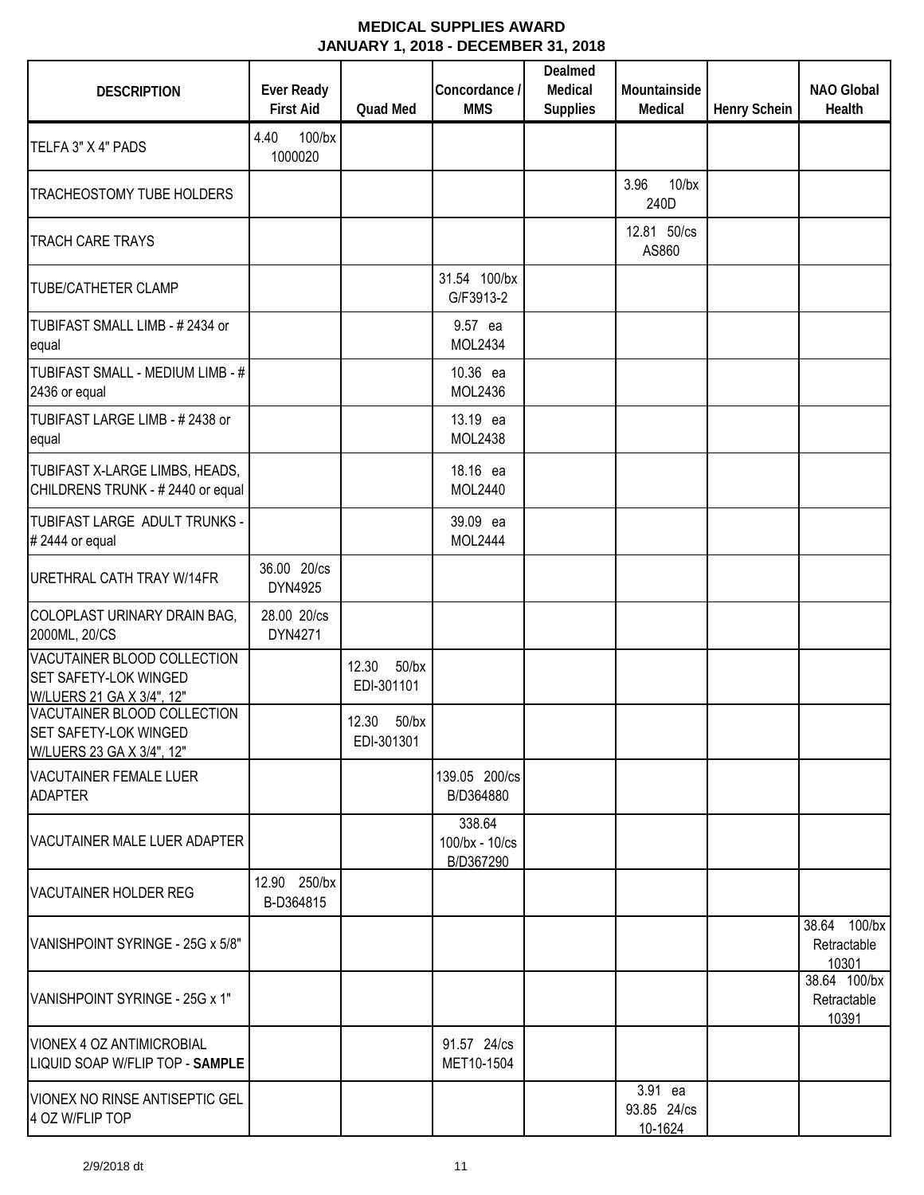**MEDICAL SUPPLIES AWARD**
**JANUARY 1, 2018 - DECEMBER 31, 2018**

| DESCRIPTION | Ever Ready First Aid | Quad Med | Concordance / MMS | Dealmed Medical Supplies | Mountainside Medical | Henry Schein | NAO Global Health |
|---|---|---|---|---|---|---|---|
| TELFA 3" X 4" PADS | 4.40 100/bx 1000020 | | | | | | |
| TRACHEOSTOMY TUBE HOLDERS | | | | | 3.96 10/bx 240D | | |
| TRACH CARE TRAYS | | | | | 12.81 50/cs AS860 | | |
| TUBE/CATHETER CLAMP | | | 31.54 100/bx G/F3913-2 | | | | |
| TUBIFAST SMALL LIMB - # 2434 or equal | | | 9.57 ea MOL2434 | | | | |
| TUBIFAST SMALL - MEDIUM LIMB - # 2436 or equal | | | 10.36 ea MOL2436 | | | | |
| TUBIFAST LARGE LIMB - # 2438 or equal | | | 13.19 ea MOL2438 | | | | |
| TUBIFAST X-LARGE LIMBS, HEADS, CHILDRENS TRUNK - # 2440 or equal | | | 18.16 ea MOL2440 | | | | |
| TUBIFAST LARGE ADULT TRUNKS - # 2444 or equal | | | 39.09 ea MOL2444 | | | | |
| URETHRAL CATH TRAY W/14FR | 36.00 20/cs DYN4925 | | | | | | |
| COLOPLAST URINARY DRAIN BAG, 2000ML, 20/CS | 28.00 20/cs DYN4271 | | | | | | |
| VACUTAINER BLOOD COLLECTION SET SAFETY-LOK WINGED W/LUERS 21 GA X 3/4", 12" | | 12.30 50/bx EDI-301101 | | | | | |
| VACUTAINER BLOOD COLLECTION SET SAFETY-LOK WINGED W/LUERS 23 GA X 3/4", 12" | | 12.30 50/bx EDI-301301 | | | | | |
| VACUTAINER FEMALE LUER ADAPTER | | | 139.05 200/cs B/D364880 | | | | |
| VACUTAINER MALE LUER ADAPTER | | | 338.64 100/bx - 10/cs B/D367290 | | | | |
| VACUTAINER HOLDER REG | 12.90 250/bx B-D364815 | | | | | | |
| VANISHPOINT SYRINGE - 25G x 5/8" | | | | | | | 38.64 100/bx Retractable 10301 |
| VANISHPOINT SYRINGE - 25G x 1" | | | | | | | 38.64 100/bx Retractable 10391 |
| VIONEX 4 OZ ANTIMICROBIAL LIQUID SOAP W/FLIP TOP - **SAMPLE** | | | 91.57 24/cs MET10-1504 | | | | |
| VIONEX NO RINSE ANTISEPTIC GEL 4 OZ W/FLIP TOP | | | | | 3.91 ea 93.85 24/cs 10-1624 | | |

2/9/2018 dt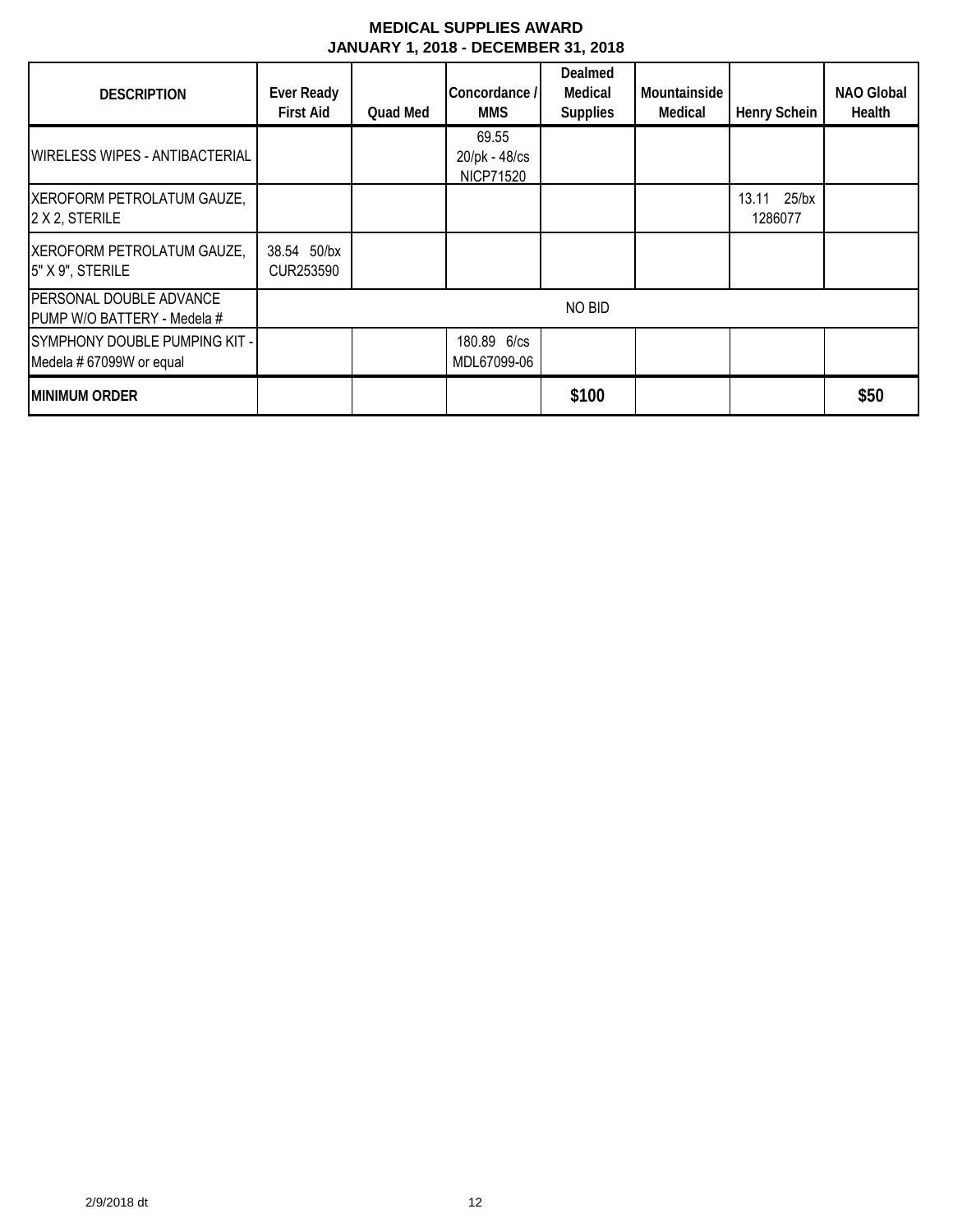**MEDICAL SUPPLIES AWARD**
**JANUARY 1, 2018 - DECEMBER 31, 2018**

| DESCRIPTION | Ever Ready First Aid | Quad Med | Concordance / MMS | Dealmed Medical Supplies | Mountainside Medical | Henry Schein | NAO Global Health |
|---|---|---|---|---|---|---|---|
| WIRELESS WIPES - ANTIBACTERIAL | | | 69.55 20/pk - 48/cs NICP71520 | | | | |
| XEROFORM PETROLATUM GAUZE, 2 X 2, STERILE | | | | | | 13.11 25/bx 1286077 | |
| XEROFORM PETROLATUM GAUZE, 5" X 9", STERILE | 38.54 50/bx CUR253590 | | | | | | |
| PERSONAL DOUBLE ADVANCE PUMP W/O BATTERY - Medela # | NO BID | | | | | | |
| SYMPHONY DOUBLE PUMPING KIT - Medela # 67099W or equal | | | 180.89 6/cs MDL67099-06 | | | | |
| **MINIMUM ORDER** | | | | **$100** | | | **$50** |

2/9/2018 dt